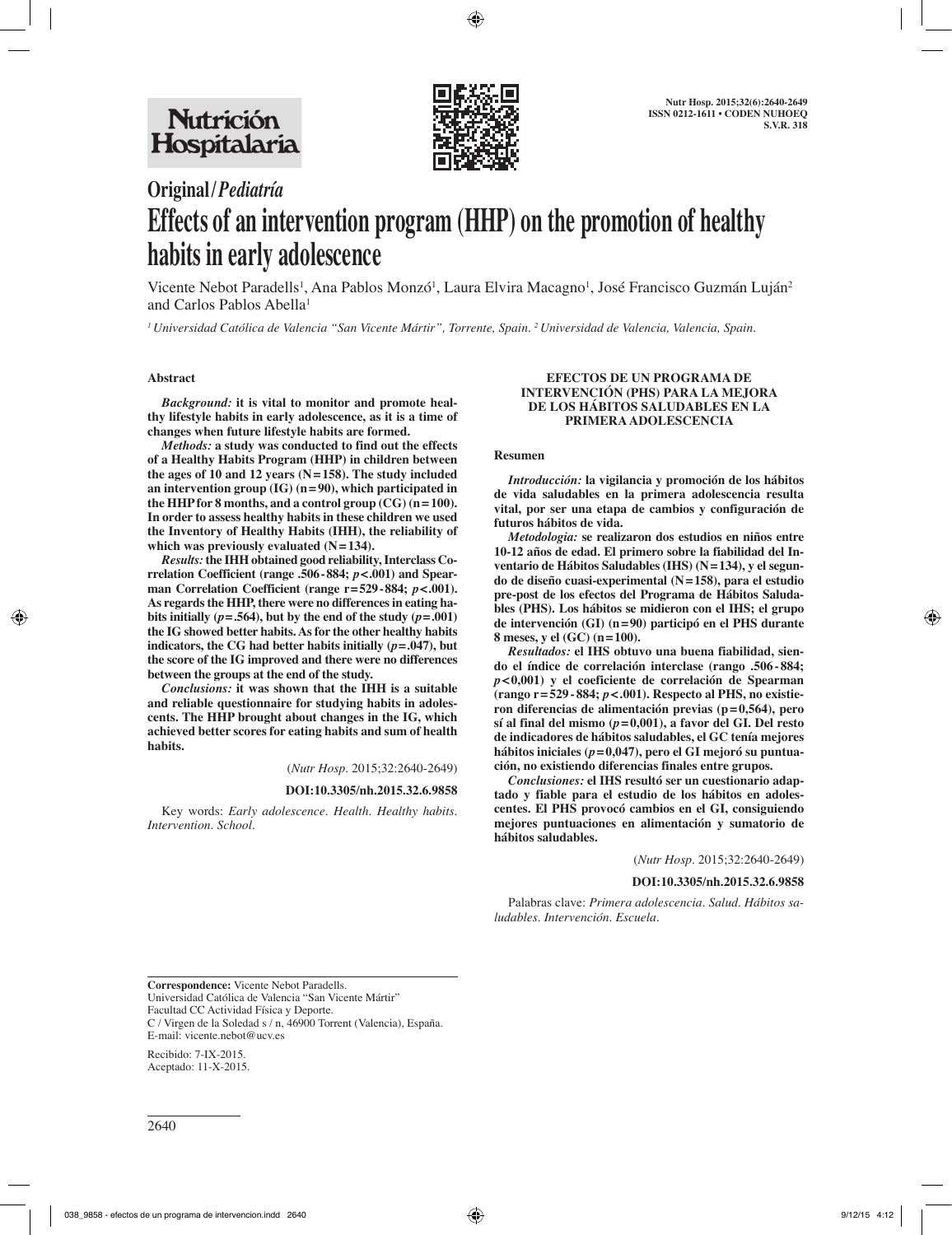# Original/*Pediatría*

# Effects of an intervention program (HHP) on the promotion of healthy habits in early adolescence

Vicente Nebot Paradells[1], Ana Pablos Monzó[1], Laura Elvira Macagno[1], José Francisco Guzmán Luján[2] and Carlos Pablos Abella[1]

*[1] Universidad Católica de Valencia "San Vicente Mártir", Torrente, Spain. [2] Universidad de Valencia, Valencia, Spain.*

## Abstract

***Background:*** **it is vital to monitor and promote healthy lifestyle habits in early adolescence, as it is a time of changes when future lifestyle habits are formed.**

***Methods:*** **a study was conducted to find out the effects of a Healthy Habits Program (HHP) in children between the ages of 10 and 12 years (N = 158). The study included an intervention group (IG) (n = 90), which participated in the HHP for 8 months, and a control group (CG) (n = 100). In order to assess healthy habits in these children we used the Inventory of Healthy Habits (IHH), the reliability of which was previously evaluated (N = 134).**

***Results:*** **the IHH obtained good reliability, Interclass Correlation Coefficient (range .506 - 884; $p < .001$) and Spearman Correlation Coefficient (range r = 529 - 884; $p < .001$). As regards the HHP, there were no differences in eating habits initially ($p = .564$), but by the end of the study ($p = .001$) the IG showed better habits. As for the other healthy habits indicators, the CG had better habits initially ($p = .047$), but the score of the IG improved and there were no differences between the groups at the end of the study.**

***Conclusions:*** **it was shown that the IHH is a suitable and reliable questionnaire for studying habits in adolescents. The HHP brought about changes in the IG, which achieved better scores for eating habits and sum of health habits.**

(*Nutr Hosp*. 2015;32:2640-2649)

**DOI:10.3305/nh.2015.32.6.9858**

Key words: *Early adolescence. Health. Healthy habits. Intervention. School.*

## EFECTOS DE UN PROGRAMA DE INTERVENCIÓN (PHS) PARA LA MEJORA DE LOS HÁBITOS SALUDABLES EN LA PRIMERA ADOLESCENCIA

### Resumen

***Introducción:*** **la vigilancia y promoción de los hábitos de vida saludables en la primera adolescencia resulta vital, por ser una etapa de cambios y configuración de futuros hábitos de vida.**

***Metodología:*** **se realizaron dos estudios en niños entre 10-12 años de edad. El primero sobre la fiabilidad del Inventario de Hábitos Saludables (IHS) (N = 134), y el segundo de diseño cuasi-experimental (N = 158), para el estudio pre-post de los efectos del Programa de Hábitos Saludables (PHS). Los hábitos se midieron con el IHS; el grupo de intervención (GI) (n = 90) participó en el PHS durante 8 meses, y el (GC) (n = 100).**

***Resultados:*** **el IHS obtuvo una buena fiabilidad, siendo el índice de correlación interclase (rango .506 - 884; $p < 0{,}001$) y el coeficiente de correlación de Spearman (rango r = 529 - 884; $p < .001$). Respecto al PHS, no existieron diferencias de alimentación previas (p = 0,564), pero sí al final del mismo ($p = 0{,}001$), a favor del GI. Del resto de indicadores de hábitos saludables, el GC tenía mejores hábitos iniciales ($p = 0{,}047$), pero el GI mejoró su puntuación, no existiendo diferencias finales entre grupos.**

***Conclusiones:*** **el IHS resultó ser un cuestionario adaptado y fiable para el estudio de los hábitos en adolescentes. El PHS provocó cambios en el GI, consiguiendo mejores puntuaciones en alimentación y sumatorio de hábitos saludables.**

(*Nutr Hosp*. 2015;32:2640-2649)

**DOI:10.3305/nh.2015.32.6.9858**

Palabras clave: *Primera adolescencia. Salud. Hábitos saludables. Intervención. Escuela.*

---

**Correspondence:** Vicente Nebot Paradells.
Universidad Católica de Valencia "San Vicente Mártir"
Facultad CC Actividad Física y Deporte.
C / Virgen de la Soledad s / n, 46900 Torrent (Valencia), España.
E-mail: vicente.nebot@ucv.es

Recibido: 7-IX-2015.
Aceptado: 11-X-2015.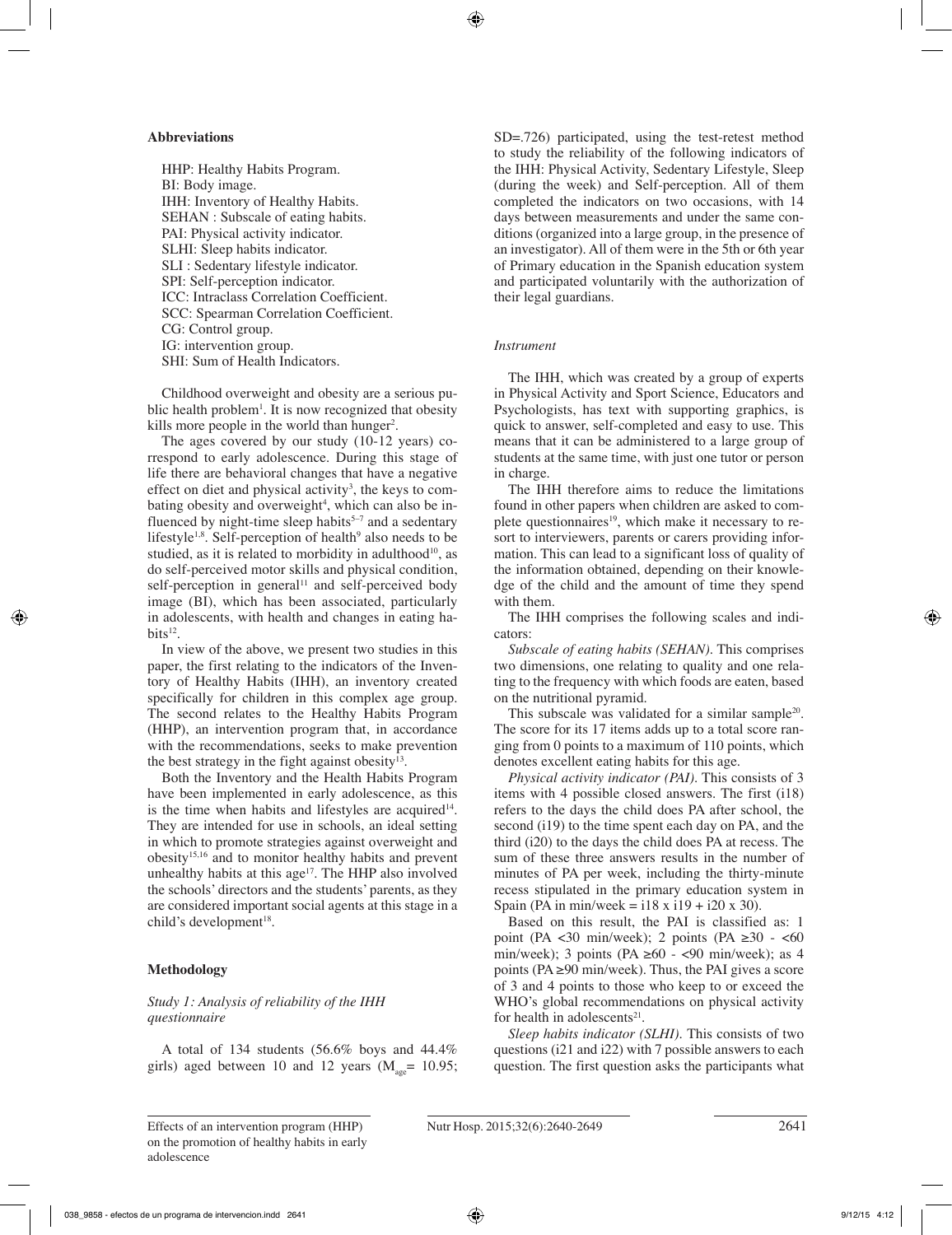**Abbreviations**

HHP: Healthy Habits Program.
BI: Body image.
IHH: Inventory of Healthy Habits.
SEHAN : Subscale of eating habits.
PAI: Physical activity indicator.
SLHI: Sleep habits indicator.
SLI : Sedentary lifestyle indicator.
SPI: Self-perception indicator.
ICC: Intraclass Correlation Coefficient.
SCC: Spearman Correlation Coefficient.
CG: Control group.
IG: intervention group.
SHI: Sum of Health Indicators.

Childhood overweight and obesity are a serious public health problem[1]. It is now recognized that obesity kills more people in the world than hunger[2].

The ages covered by our study (10-12 years) correspond to early adolescence. During this stage of life there are behavioral changes that have a negative effect on diet and physical activity[3], the keys to combating obesity and overweight[4], which can also be influenced by night-time sleep habits[5-7] and a sedentary lifestyle[1,8]. Self-perception of health[9] also needs to be studied, as it is related to morbidity in adulthood[10], as do self-perceived motor skills and physical condition, self-perception in general[11] and self-perceived body image (BI), which has been associated, particularly in adolescents, with health and changes in eating habits[12].

In view of the above, we present two studies in this paper, the first relating to the indicators of the Inventory of Healthy Habits (IHH), an inventory created specifically for children in this complex age group. The second relates to the Healthy Habits Program (HHP), an intervention program that, in accordance with the recommendations, seeks to make prevention the best strategy in the fight against obesity[13].

Both the Inventory and the Health Habits Program have been implemented in early adolescence, as this is the time when habits and lifestyles are acquired[14]. They are intended for use in schools, an ideal setting in which to promote strategies against overweight and obesity[15,16] and to monitor healthy habits and prevent unhealthy habits at this age[17]. The HHP also involved the schools' directors and the students' parents, as they are considered important social agents at this stage in a child's development[18].

## Methodology

### *Study 1: Analysis of reliability of the IHH questionnaire*

A total of 134 students (56.6% boys and 44.4% girls) aged between 10 and 12 years ($M_{age}$= 10.95; SD=.726) participated, using the test-retest method to study the reliability of the following indicators of the IHH: Physical Activity, Sedentary Lifestyle, Sleep (during the week) and Self-perception. All of them completed the indicators on two occasions, with 14 days between measurements and under the same conditions (organized into a large group, in the presence of an investigator). All of them were in the 5th or 6th year of Primary education in the Spanish education system and participated voluntarily with the authorization of their legal guardians.

### *Instrument*

The IHH, which was created by a group of experts in Physical Activity and Sport Science, Educators and Psychologists, has text with supporting graphics, is quick to answer, self-completed and easy to use. This means that it can be administered to a large group of students at the same time, with just one tutor or person in charge.

The IHH therefore aims to reduce the limitations found in other papers when children are asked to complete questionnaires[19], which make it necessary to resort to interviewers, parents or carers providing information. This can lead to a significant loss of quality of the information obtained, depending on their knowledge of the child and the amount of time they spend with them.

The IHH comprises the following scales and indicators:

*Subscale of eating habits (SEHAN)*. This comprises two dimensions, one relating to quality and one relating to the frequency with which foods are eaten, based on the nutritional pyramid.

This subscale was validated for a similar sample[20]. The score for its 17 items adds up to a total score ranging from 0 points to a maximum of 110 points, which denotes excellent eating habits for this age.

*Physical activity indicator (PAI)*. This consists of 3 items with 4 possible closed answers. The first (i18) refers to the days the child does PA after school, the second (i19) to the time spent each day on PA, and the third (i20) to the days the child does PA at recess. The sum of these three answers results in the number of minutes of PA per week, including the thirty-minute recess stipulated in the primary education system in Spain (PA in min/week = i18 x i19 + i20 x 30).

Based on this result, the PAI is classified as: 1 point (PA <30 min/week); 2 points (PA ≥30 - <60 min/week); 3 points (PA ≥60 - <90 min/week); as 4 points (PA ≥90 min/week). Thus, the PAI gives a score of 3 and 4 points to those who keep to or exceed the WHO's global recommendations on physical activity for health in adolescents[21].

*Sleep habits indicator (SLHI)*. This consists of two questions (i21 and i22) with 7 possible answers to each question. The first question asks the participants what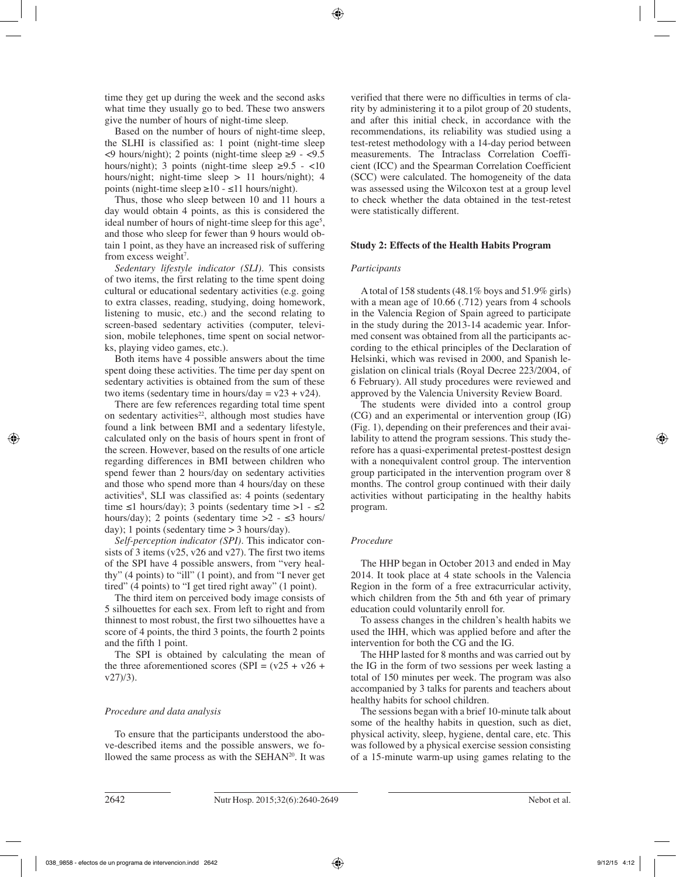time they get up during the week and the second asks what time they usually go to bed. These two answers give the number of hours of night-time sleep.

Based on the number of hours of night-time sleep, the SLHI is classified as: 1 point (night-time sleep <9 hours/night); 2 points (night-time sleep ≥9 - <9.5 hours/night); 3 points (night-time sleep ≥9.5 - <10 hours/night; night-time sleep > 11 hours/night); 4 points (night-time sleep ≥10 - ≤11 hours/night).

Thus, those who sleep between 10 and 11 hours a day would obtain 4 points, as this is considered the ideal number of hours of night-time sleep for this age[5], and those who sleep for fewer than 9 hours would obtain 1 point, as they have an increased risk of suffering from excess weight[7].

*Sedentary lifestyle indicator (SLI).* This consists of two items, the first relating to the time spent doing cultural or educational sedentary activities (e.g. going to extra classes, reading, studying, doing homework, listening to music, etc.) and the second relating to screen-based sedentary activities (computer, television, mobile telephones, time spent on social networks, playing video games, etc.).

Both items have 4 possible answers about the time spent doing these activities. The time per day spent on sedentary activities is obtained from the sum of these two items (sedentary time in hours/day = v23 + v24).

There are few references regarding total time spent on sedentary activities[22], although most studies have found a link between BMI and a sedentary lifestyle, calculated only on the basis of hours spent in front of the screen. However, based on the results of one article regarding differences in BMI between children who spend fewer than 2 hours/day on sedentary activities and those who spend more than 4 hours/day on these activities[8], SLI was classified as: 4 points (sedentary time ≤1 hours/day); 3 points (sedentary time >1 - ≤2 hours/day); 2 points (sedentary time >2 - ≤3 hours/day); 1 points (sedentary time > 3 hours/day).

*Self-perception indicator (SPI).* This indicator consists of 3 items (v25, v26 and v27). The first two items of the SPI have 4 possible answers, from "very healthy" (4 points) to "ill" (1 point), and from "I never get tired" (4 points) to "I get tired right away" (1 point).

The third item on perceived body image consists of 5 silhouettes for each sex. From left to right and from thinnest to most robust, the first two silhouettes have a score of 4 points, the third 3 points, the fourth 2 points and the fifth 1 point.

The SPI is obtained by calculating the mean of the three aforementioned scores (SPI = (v25 + v26 + v27)/3).

### *Procedure and data analysis*

To ensure that the participants understood the above-described items and the possible answers, we followed the same process as with the SEHAN[20]. It was verified that there were no difficulties in terms of clarity by administering it to a pilot group of 20 students, and after this initial check, in accordance with the recommendations, its reliability was studied using a test-retest methodology with a 14-day period between measurements. The Intraclass Correlation Coefficient (ICC) and the Spearman Correlation Coefficient (SCC) were calculated. The homogeneity of the data was assessed using the Wilcoxon test at a group level to check whether the data obtained in the test-retest were statistically different.

## **Study 2: Effects of the Health Habits Program**

### *Participants*

A total of 158 students (48.1% boys and 51.9% girls) with a mean age of 10.66 (.712) years from 4 schools in the Valencia Region of Spain agreed to participate in the study during the 2013-14 academic year. Informed consent was obtained from all the participants according to the ethical principles of the Declaration of Helsinki, which was revised in 2000, and Spanish legislation on clinical trials (Royal Decree 223/2004, of 6 February). All study procedures were reviewed and approved by the Valencia University Review Board.

The students were divided into a control group (CG) and an experimental or intervention group (IG) (Fig. 1), depending on their preferences and their availability to attend the program sessions. This study therefore has a quasi-experimental pretest-posttest design with a nonequivalent control group. The intervention group participated in the intervention program over 8 months. The control group continued with their daily activities without participating in the healthy habits program.

### *Procedure*

The HHP began in October 2013 and ended in May 2014. It took place at 4 state schools in the Valencia Region in the form of a free extracurricular activity, which children from the 5th and 6th year of primary education could voluntarily enroll for.

To assess changes in the children's health habits we used the IHH, which was applied before and after the intervention for both the CG and the IG.

The HHP lasted for 8 months and was carried out by the IG in the form of two sessions per week lasting a total of 150 minutes per week. The program was also accompanied by 3 talks for parents and teachers about healthy habits for school children.

The sessions began with a brief 10-minute talk about some of the healthy habits in question, such as diet, physical activity, sleep, hygiene, dental care, etc. This was followed by a physical exercise session consisting of a 15-minute warm-up using games relating to the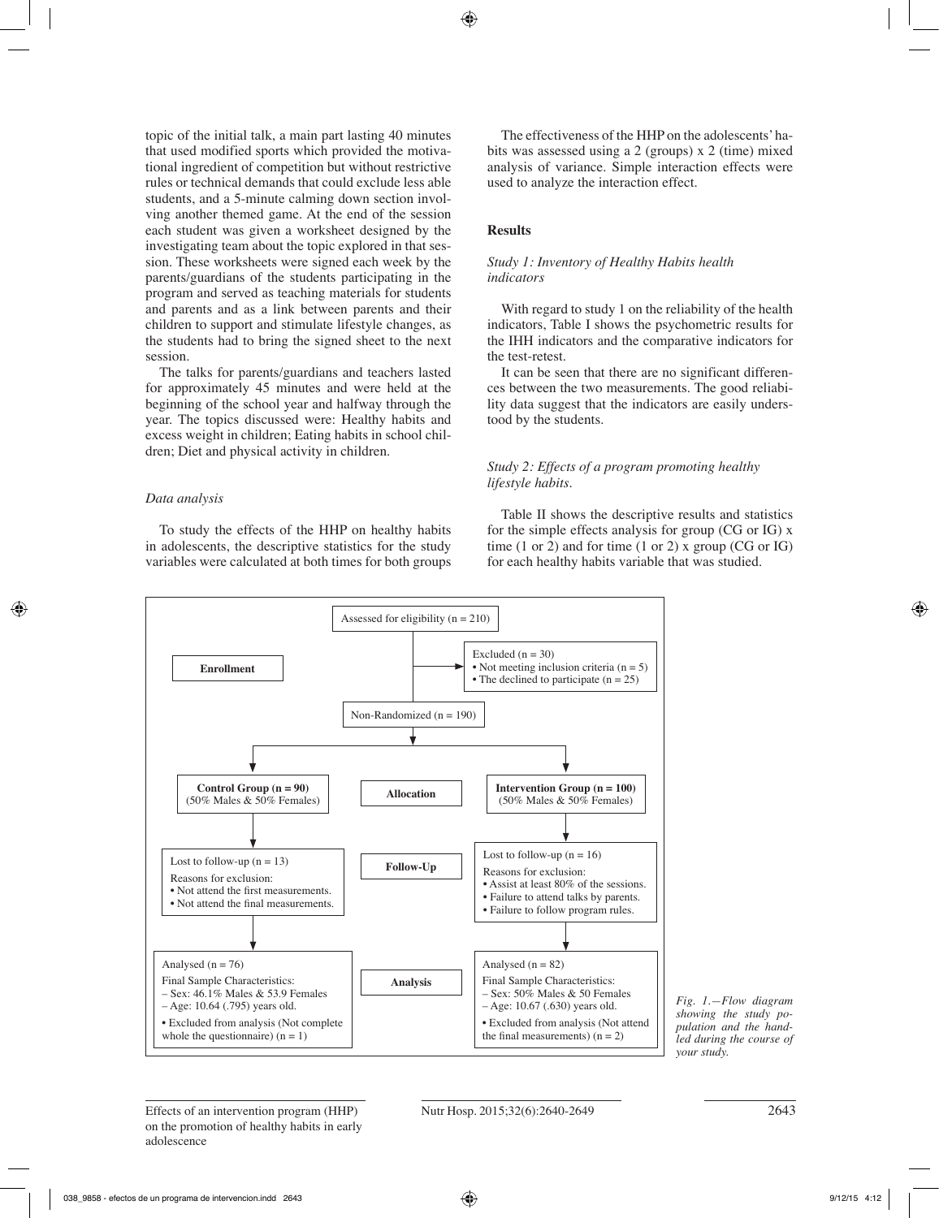topic of the initial talk, a main part lasting 40 minutes that used modified sports which provided the motivational ingredient of competition but without restrictive rules or technical demands that could exclude less able students, and a 5-minute calming down section involving another themed game. At the end of the session each student was given a worksheet designed by the investigating team about the topic explored in that session. These worksheets were signed each week by the parents/guardians of the students participating in the program and served as teaching materials for students and parents and as a link between parents and their children to support and stimulate lifestyle changes, as the students had to bring the signed sheet to the next session.

The talks for parents/guardians and teachers lasted for approximately 45 minutes and were held at the beginning of the school year and halfway through the year. The topics discussed were: Healthy habits and excess weight in children; Eating habits in school children; Diet and physical activity in children.

### *Data analysis*

To study the effects of the HHP on healthy habits in adolescents, the descriptive statistics for the study variables were calculated at both times for both groups

The effectiveness of the HHP on the adolescents' habits was assessed using a 2 (groups) x 2 (time) mixed analysis of variance. Simple interaction effects were used to analyze the interaction effect.

## Results

### *Study 1: Inventory of Healthy Habits health indicators*

With regard to study 1 on the reliability of the health indicators, Table I shows the psychometric results for the IHH indicators and the comparative indicators for the test-retest.

It can be seen that there are no significant differences between the two measurements. The good reliability data suggest that the indicators are easily understood by the students.

### *Study 2: Effects of a program promoting healthy lifestyle habits.*

Table II shows the descriptive results and statistics for the simple effects analysis for group (CG or IG) x time (1 or 2) and for time (1 or 2) x group (CG or IG) for each healthy habits variable that was studied.

**Enrollment**

Assessed for eligibility (n = 210)

Excluded (n = 30)
- Not meeting inclusion criteria (n = 5)
- The declined to participate (n = 25)

Non-Randomized (n = 190)

**Allocation**

**Control Group (n = 90)** (50% Males & 50% Females)

**Intervention Group (n = 100)** (50% Males & 50% Females)

**Follow-Up**

Lost to follow-up (n = 13)
Reasons for exclusion:
- Not attend the first measurements.
- Not attend the final measurements.

Lost to follow-up (n = 16)
Reasons for exclusion:
- Assist at least 80% of the sessions.
- Failure to attend talks by parents.
- Failure to follow program rules.

**Analysis**

Analysed (n = 76)
Final Sample Characteristics:
– Sex: 46.1% Males & 53.9 Females
– Age: 10.64 (.795) years old.
- Excluded from analysis (Not complete whole the questionnaire) (n = 1)

Analysed (n = 82)
Final Sample Characteristics:
– Sex: 50% Males & 50 Females
– Age: 10.67 (.630) years old.
- Excluded from analysis (Not attend the final measurements) (n = 2)

*Fig. 1.—Flow diagram showing the study population and the handled during the course of your study.*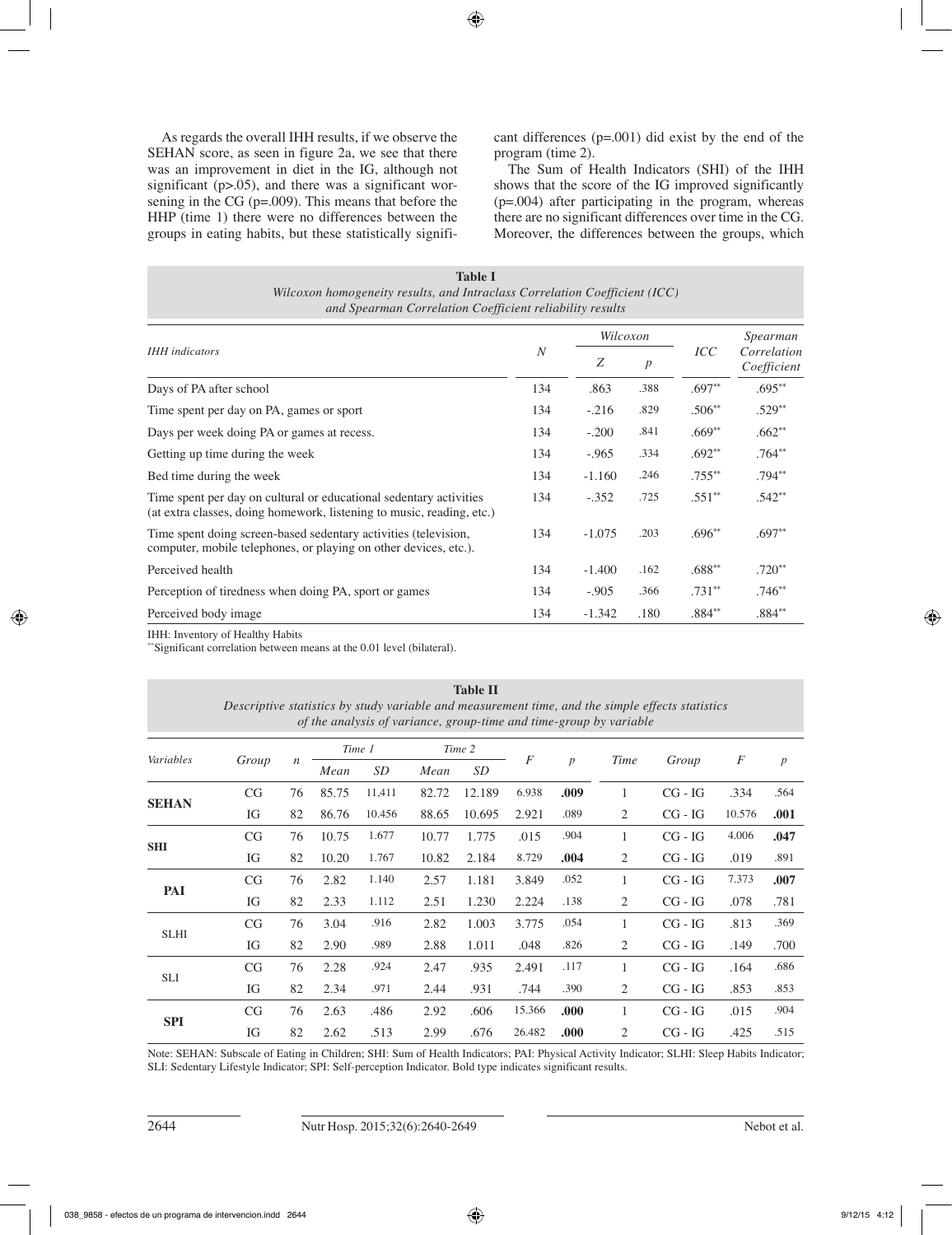As regards the overall IHH results, if we observe the SEHAN score, as seen in figure 2a, we see that there was an improvement in diet in the IG, although not significant (p>.05), and there was a significant worsening in the CG (p=.009). This means that before the HHP (time 1) there were no differences between the groups in eating habits, but these statistically significant differences (p=.001) did exist by the end of the program (time 2).

The Sum of Health Indicators (SHI) of the IHH shows that the score of the IG improved significantly (p=.004) after participating in the program, whereas there are no significant differences over time in the CG. Moreover, the differences between the groups, which

**Table I**
*Wilcoxon homogeneity results, and Intraclass Correlation Coefficient (ICC) and Spearman Correlation Coefficient reliability results*

| *IHH indicators* | *N* | *Wilcoxon* | | *ICC* | *Spearman Correlation Coefficient* |
|---|---|---|---|---|---|
| | | *Z* | *p* | | |
| Days of PA after school | 134 | .863 | .388 | .697** | .695** |
| Time spent per day on PA, games or sport | 134 | -.216 | .829 | .506** | .529** |
| Days per week doing PA or games at recess. | 134 | -.200 | .841 | .669** | .662** |
| Getting up time during the week | 134 | -.965 | .334 | .692** | .764** |
| Bed time during the week | 134 | -1.160 | .246 | .755** | .794** |
| Time spent per day on cultural or educational sedentary activities (at extra classes, doing homework, listening to music, reading, etc.) | 134 | -.352 | .725 | .551** | .542** |
| Time spent doing screen-based sedentary activities (television, computer, mobile telephones, or playing on other devices, etc.). | 134 | -1.075 | .203 | .696** | .697** |
| Perceived health | 134 | -1.400 | .162 | .688** | .720** |
| Perception of tiredness when doing PA, sport or games | 134 | -.905 | .366 | .731** | .746** |
| Perceived body image | 134 | -1.342 | .180 | .884** | .884** |

IHH: Inventory of Healthy Habits
**Significant correlation between means at the 0.01 level (bilateral).

**Table II**
*Descriptive statistics by study variable and measurement time, and the simple effects statistics of the analysis of variance, group-time and time-group by variable*

| *Variables* | *Group* | *n* | *Time 1* | | *Time 2* | | *F* | *p* | *Time* | *Group* | *F* | *p* |
|---|---|---|---|---|---|---|---|---|---|---|---|---|
| | | | *Mean* | *SD* | *Mean* | *SD* | | | | | | |
| **SEHAN** | CG | 76 | 85.75 | 11,411 | 82.72 | 12.189 | 6.938 | **.009** | 1 | CG - IG | .334 | .564 |
| | IG | 82 | 86.76 | 10.456 | 88.65 | 10.695 | 2.921 | .089 | 2 | CG - IG | 10.576 | **.001** |
| **SHI** | CG | 76 | 10.75 | 1.677 | 10.77 | 1.775 | .015 | .904 | 1 | CG - IG | 4.006 | **.047** |
| | IG | 82 | 10.20 | 1.767 | 10.82 | 2.184 | 8.729 | **.004** | 2 | CG - IG | .019 | .891 |
| **PAI** | CG | 76 | 2.82 | 1.140 | 2.57 | 1.181 | 3.849 | .052 | 1 | CG - IG | 7.373 | **.007** |
| | IG | 82 | 2.33 | 1.112 | 2.51 | 1.230 | 2.224 | .138 | 2 | CG - IG | .078 | .781 |
| SLHI | CG | 76 | 3.04 | .916 | 2.82 | 1.003 | 3.775 | .054 | 1 | CG - IG | .813 | .369 |
| | IG | 82 | 2.90 | .989 | 2.88 | 1.011 | .048 | .826 | 2 | CG - IG | .149 | .700 |
| SLI | CG | 76 | 2.28 | .924 | 2.47 | .935 | 2.491 | .117 | 1 | CG - IG | .164 | .686 |
| | IG | 82 | 2.34 | .971 | 2.44 | .931 | .744 | .390 | 2 | CG - IG | .853 | .853 |
| **SPI** | CG | 76 | 2.63 | .486 | 2.92 | .606 | 15.366 | **.000** | 1 | CG - IG | .015 | .904 |
| | IG | 82 | 2.62 | .513 | 2.99 | .676 | 26.482 | **.000** | 2 | CG - IG | .425 | .515 |

Note: SEHAN: Subscale of Eating in Children; SHI: Sum of Health Indicators; PAI: Physical Activity Indicator; SLHI: Sleep Habits Indicator; SLI: Sedentary Lifestyle Indicator; SPI: Self-perception Indicator. Bold type indicates significant results.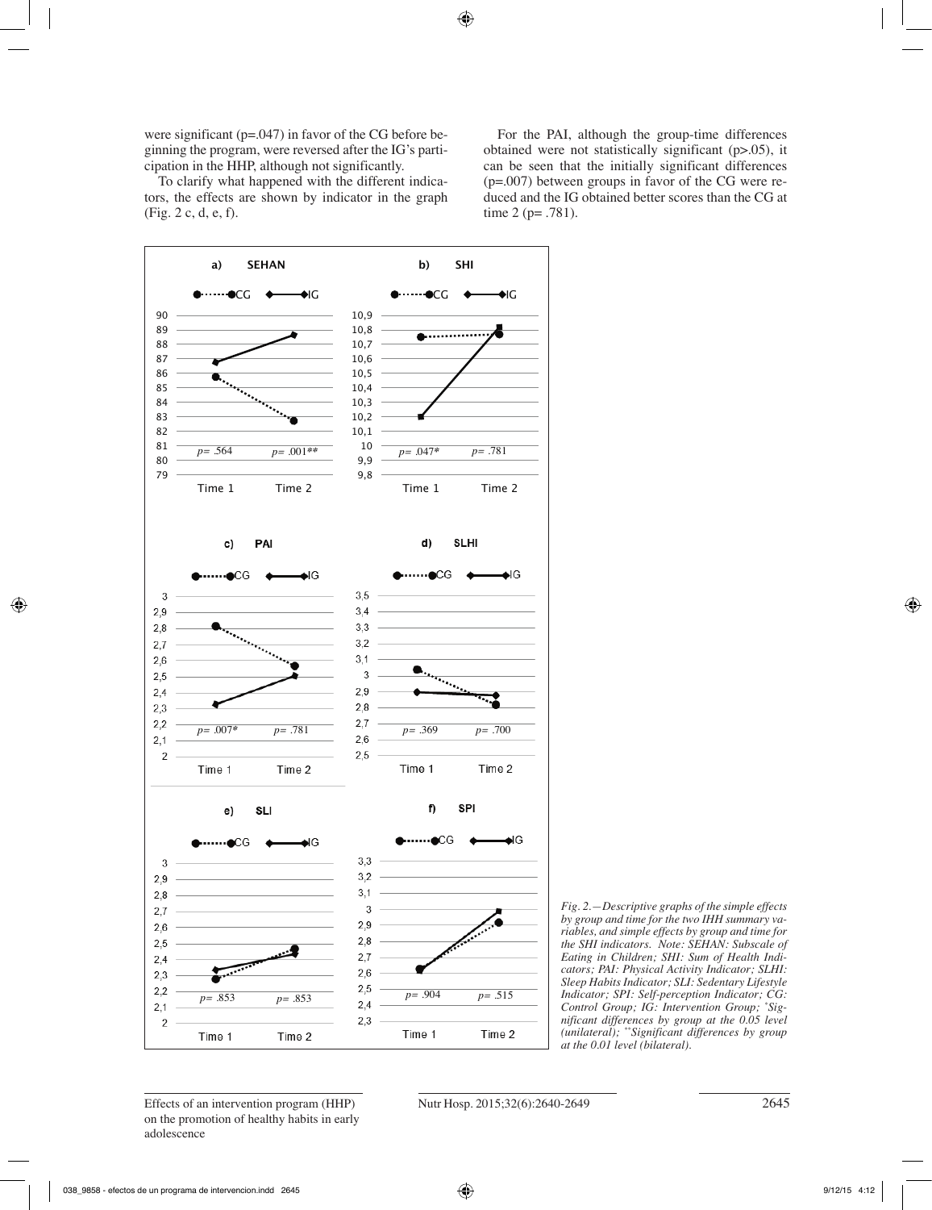were significant (p=.047) in favor of the CG before beginning the program, were reversed after the IG's participation in the HHP, although not significantly.

To clarify what happened with the different indicators, the effects are shown by indicator in the graph (Fig. 2 c, d, e, f).

For the PAI, although the group-time differences obtained were not statistically significant (p>.05), it can be seen that the initially significant differences (p=.007) between groups in favor of the CG were reduced and the IG obtained better scores than the CG at time 2 (p= .781).

*Fig. 2.—Descriptive graphs of the simple effects by group and time for the two IHH summary variables, and simple effects by group and time for the SHI indicators. Note: SEHAN: Subscale of Eating in Children; SHI: Sum of Health Indicators; PAI: Physical Activity Indicator; SLHI: Sleep Habits Indicator; SLI: Sedentary Lifestyle Indicator; SPI: Self-perception Indicator; CG: Control Group; IG: Intervention Group; \*Significant differences by group at the 0.05 level (unilateral); \*\*Significant differences by group at the 0.01 level (bilateral).*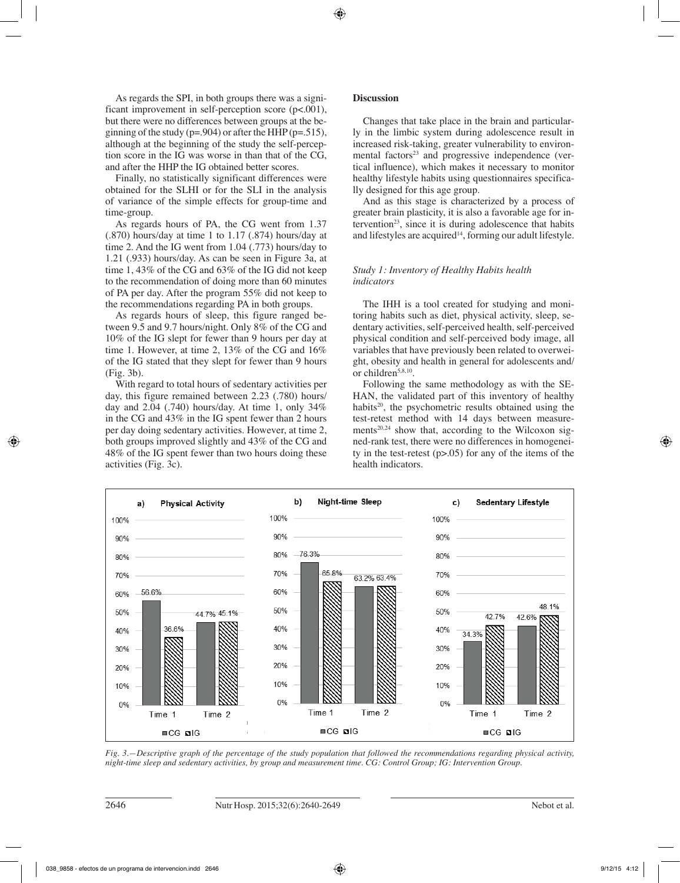As regards the SPI, in both groups there was a significant improvement in self-perception score (p<.001), but there were no differences between groups at the beginning of the study (p=.904) or after the HHP (p=.515), although at the beginning of the study the self-perception score in the IG was worse in than that of the CG, and after the HHP the IG obtained better scores.

Finally, no statistically significant differences were obtained for the SLHI or for the SLI in the analysis of variance of the simple effects for group-time and time-group.

As regards hours of PA, the CG went from 1.37 (.870) hours/day at time 1 to 1.17 (.874) hours/day at time 2. And the IG went from 1.04 (.773) hours/day to 1.21 (.933) hours/day. As can be seen in Figure 3a, at time 1, 43% of the CG and 63% of the IG did not keep to the recommendation of doing more than 60 minutes of PA per day. After the program 55% did not keep to the recommendations regarding PA in both groups.

As regards hours of sleep, this figure ranged between 9.5 and 9.7 hours/night. Only 8% of the CG and 10% of the IG slept for fewer than 9 hours per day at time 1. However, at time 2, 13% of the CG and 16% of the IG stated that they slept for fewer than 9 hours (Fig. 3b).

With regard to total hours of sedentary activities per day, this figure remained between 2.23 (.780) hours/day and 2.04 (.740) hours/day. At time 1, only 34% in the CG and 43% in the IG spent fewer than 2 hours per day doing sedentary activities. However, at time 2, both groups improved slightly and 43% of the CG and 48% of the IG spent fewer than two hours doing these activities (Fig. 3c).

## Discussion

Changes that take place in the brain and particularly in the limbic system during adolescence result in increased risk-taking, greater vulnerability to environmental factors[23] and progressive independence (vertical influence), which makes it necessary to monitor healthy lifestyle habits using questionnaires specifically designed for this age group.

And as this stage is characterized by a process of greater brain plasticity, it is also a favorable age for intervention[23], since it is during adolescence that habits and lifestyles are acquired[14], forming our adult lifestyle.

### *Study 1: Inventory of Healthy Habits health indicators*

The IHH is a tool created for studying and monitoring habits such as diet, physical activity, sleep, sedentary activities, self-perceived health, self-perceived physical condition and self-perceived body image, all variables that have previously been related to overweight, obesity and health in general for adolescents and/or children[5,8,10].

Following the same methodology as with the SE-HAN, the validated part of this inventory of healthy habits[20], the psychometric results obtained using the test-retest method with 14 days between measurements[20,24] show that, according to the Wilcoxon signed-rank test, there were no differences in homogeneity in the test-retest (p>.05) for any of the items of the health indicators.

a) Physical Activity

| | CG | IG |
|---|---|---|
| Time 1 | 56.6% | 36.6% |
| Time 2 | 44.7% | 45.1% |

b) Night-time Sleep

| | CG | IG |
|---|---|---|
| Time 1 | 76.3% | 65.8% |
| Time 2 | 63.2% | 63.4% |

c) Sedentary Lifestyle

| | CG | IG |
|---|---|---|
| Time 1 | 34.3% | 42.7% |
| Time 2 | 42.6% | 48.1% |

*Fig. 3.—Descriptive graph of the percentage of the study population that followed the recommendations regarding physical activity, night-time sleep and sedentary activities, by group and measurement time. CG: Control Group; IG: Intervention Group.*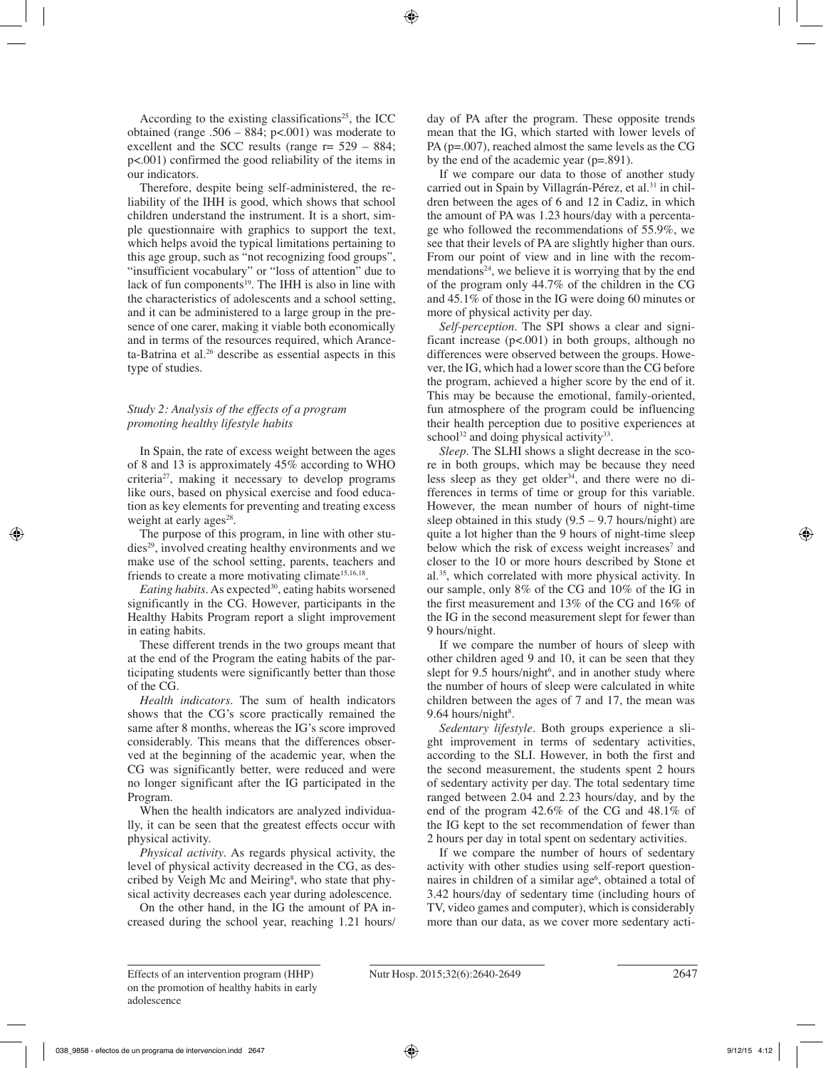According to the existing classifications[25], the ICC obtained (range .506 – 884; p<.001) was moderate to excellent and the SCC results (range r= 529 – 884; p<.001) confirmed the good reliability of the items in our indicators.

Therefore, despite being self-administered, the reliability of the IHH is good, which shows that school children understand the instrument. It is a short, simple questionnaire with graphics to support the text, which helps avoid the typical limitations pertaining to this age group, such as "not recognizing food groups", "insufficient vocabulary" or "loss of attention" due to lack of fun components[19]. The IHH is also in line with the characteristics of adolescents and a school setting, and it can be administered to a large group in the presence of one carer, making it viable both economically and in terms of the resources required, which Aranceta-Batrina et al.[26] describe as essential aspects in this type of studies.

### *Study 2: Analysis of the effects of a program promoting healthy lifestyle habits*

In Spain, the rate of excess weight between the ages of 8 and 13 is approximately 45% according to WHO criteria[27], making it necessary to develop programs like ours, based on physical exercise and food education as key elements for preventing and treating excess weight at early ages[28].

The purpose of this program, in line with other studies[29], involved creating healthy environments and we make use of the school setting, parents, teachers and friends to create a more motivating climate[15,16,18].

*Eating habits*. As expected[30], eating habits worsened significantly in the CG. However, participants in the Healthy Habits Program report a slight improvement in eating habits.

These different trends in the two groups meant that at the end of the Program the eating habits of the participating students were significantly better than those of the CG.

*Health indicators*. The sum of health indicators shows that the CG's score practically remained the same after 8 months, whereas the IG's score improved considerably. This means that the differences observed at the beginning of the academic year, when the CG was significantly better, were reduced and were no longer significant after the IG participated in the Program.

When the health indicators are analyzed individually, it can be seen that the greatest effects occur with physical activity.

*Physical activity*. As regards physical activity, the level of physical activity decreased in the CG, as described by Veigh Mc and Meiring[8], who state that physical activity decreases each year during adolescence.

On the other hand, in the IG the amount of PA increased during the school year, reaching 1.21 hours/day of PA after the program. These opposite trends mean that the IG, which started with lower levels of PA (p=.007), reached almost the same levels as the CG by the end of the academic year (p=.891).

If we compare our data to those of another study carried out in Spain by Villagrán-Pérez, et al.[31] in children between the ages of 6 and 12 in Cadiz, in which the amount of PA was 1.23 hours/day with a percentage who followed the recommendations of 55.9%, we see that their levels of PA are slightly higher than ours. From our point of view and in line with the recommendations[24], we believe it is worrying that by the end of the program only 44.7% of the children in the CG and 45.1% of those in the IG were doing 60 minutes or more of physical activity per day.

*Self-perception*. The SPI shows a clear and significant increase (p<.001) in both groups, although no differences were observed between the groups. However, the IG, which had a lower score than the CG before the program, achieved a higher score by the end of it. This may be because the emotional, family-oriented, fun atmosphere of the program could be influencing their health perception due to positive experiences at school[32] and doing physical activity[33].

*Sleep*. The SLHI shows a slight decrease in the score in both groups, which may be because they need less sleep as they get older[34], and there were no differences in terms of time or group for this variable. However, the mean number of hours of night-time sleep obtained in this study (9.5 – 9.7 hours/night) are quite a lot higher than the 9 hours of night-time sleep below which the risk of excess weight increases[7] and closer to the 10 or more hours described by Stone et al.[35], which correlated with more physical activity. In our sample, only 8% of the CG and 10% of the IG in the first measurement and 13% of the CG and 16% of the IG in the second measurement slept for fewer than 9 hours/night.

If we compare the number of hours of sleep with other children aged 9 and 10, it can be seen that they slept for 9.5 hours/night[6], and in another study where the number of hours of sleep were calculated in white children between the ages of 7 and 17, the mean was 9.64 hours/night[8].

*Sedentary lifestyle*. Both groups experience a slight improvement in terms of sedentary activities, according to the SLI. However, in both the first and the second measurement, the students spent 2 hours of sedentary activity per day. The total sedentary time ranged between 2.04 and 2.23 hours/day, and by the end of the program 42.6% of the CG and 48.1% of the IG kept to the set recommendation of fewer than 2 hours per day in total spent on sedentary activities.

If we compare the number of hours of sedentary activity with other studies using self-report questionnaires in children of a similar age[6], obtained a total of 3.42 hours/day of sedentary time (including hours of TV, video games and computer), which is considerably more than our data, as we cover more sedentary acti-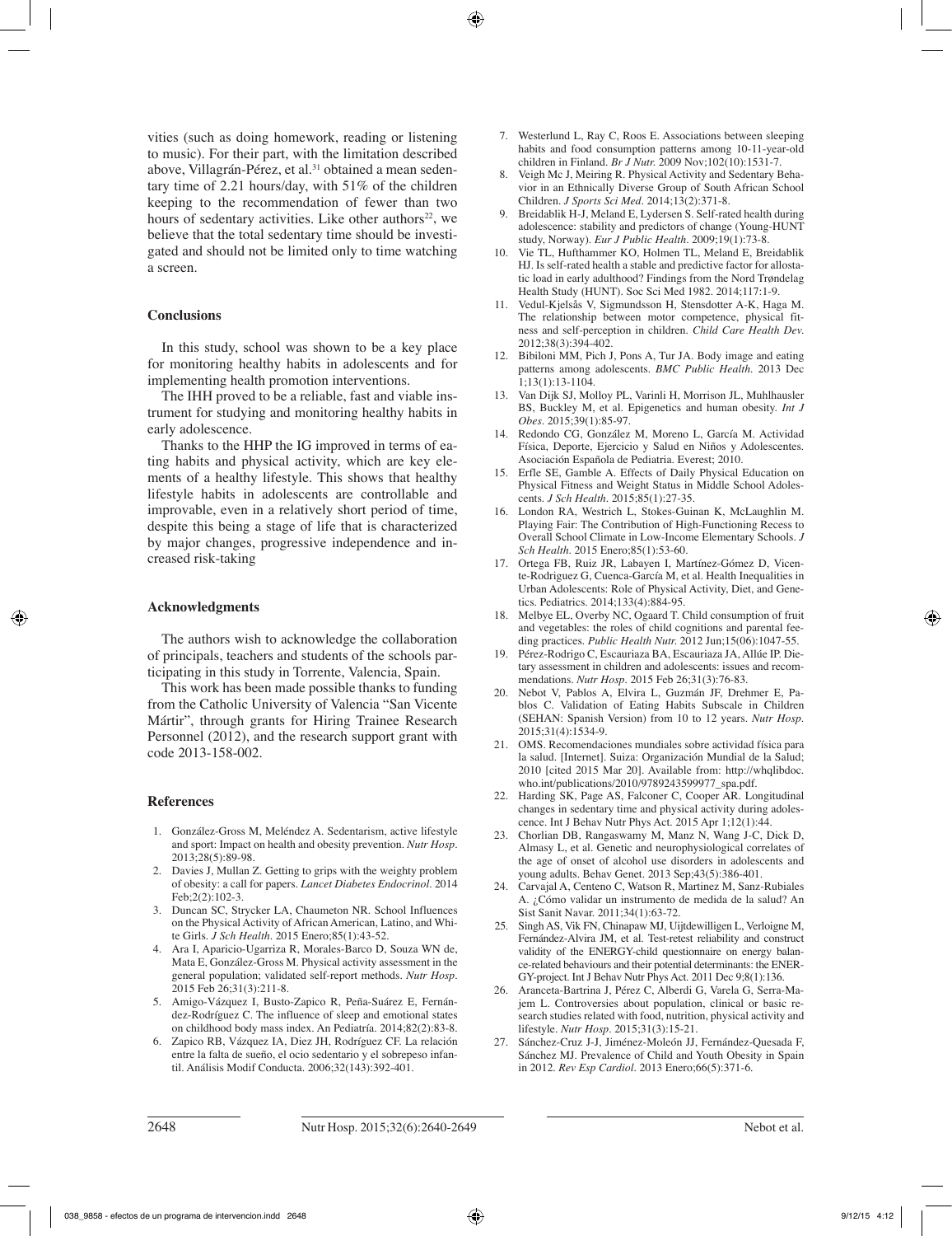vities (such as doing homework, reading or listening to music). For their part, with the limitation described above, Villagrán-Pérez, et al.[31] obtained a mean sedentary time of 2.21 hours/day, with 51% of the children keeping to the recommendation of fewer than two hours of sedentary activities. Like other authors[22], we believe that the total sedentary time should be investigated and should not be limited only to time watching a screen.

## Conclusions

In this study, school was shown to be a key place for monitoring healthy habits in adolescents and for implementing health promotion interventions.

The IHH proved to be a reliable, fast and viable instrument for studying and monitoring healthy habits in early adolescence.

Thanks to the HHP the IG improved in terms of eating habits and physical activity, which are key elements of a healthy lifestyle. This shows that healthy lifestyle habits in adolescents are controllable and improvable, even in a relatively short period of time, despite this being a stage of life that is characterized by major changes, progressive independence and increased risk-taking

## Acknowledgments

The authors wish to acknowledge the collaboration of principals, teachers and students of the schools participating in this study in Torrente, Valencia, Spain.

This work has been made possible thanks to funding from the Catholic University of Valencia "San Vicente Mártir", through grants for Hiring Trainee Research Personnel (2012), and the research support grant with code 2013-158-002.

## References

1. González-Gross M, Meléndez A. Sedentarism, active lifestyle and sport: Impact on health and obesity prevention. *Nutr Hosp*. 2013;28(5):89-98.
2. Davies J, Mullan Z. Getting to grips with the weighty problem of obesity: a call for papers. *Lancet Diabetes Endocrinol*. 2014 Feb;2(2):102-3.
3. Duncan SC, Strycker LA, Chaumeton NR. School Influences on the Physical Activity of African American, Latino, and White Girls. *J Sch Health*. 2015 Enero;85(1):43-52.
4. Ara I, Aparicio-Ugarriza R, Morales-Barco D, Souza WN de, Mata E, González-Gross M. Physical activity assessment in the general population; validated self-report methods. *Nutr Hosp*. 2015 Feb 26;31(3):211-8.
5. Amigo-Vázquez I, Busto-Zapico R, Peña-Suárez E, Fernández-Rodríguez C. The influence of sleep and emotional states on childhood body mass index. An Pediatría. 2014;82(2):83-8.
6. Zapico RB, Vázquez IA, Diez JH, Rodríguez CF. La relación entre la falta de sueño, el ocio sedentario y el sobrepeso infantil. Análisis Modif Conducta. 2006;32(143):392-401.
7. Westerlund L, Ray C, Roos E. Associations between sleeping habits and food consumption patterns among 10-11-year-old children in Finland. *Br J Nutr.* 2009 Nov;102(10):1531-7.
8. Veigh Mc J, Meiring R. Physical Activity and Sedentary Behavior in an Ethnically Diverse Group of South African School Children. *J Sports Sci Med*. 2014;13(2):371-8.
9. Breidablik H-J, Meland E, Lydersen S. Self-rated health during adolescence: stability and predictors of change (Young-HUNT study, Norway). *Eur J Public Health*. 2009;19(1):73-8.
10. Vie TL, Hufthammer KO, Holmen TL, Meland E, Breidablik HJ. Is self-rated health a stable and predictive factor for allostatic load in early adulthood? Findings from the Nord Trøndelag Health Study (HUNT). Soc Sci Med 1982. 2014;117:1-9.
11. Vedul-Kjelsås V, Sigmundsson H, Stensdotter A-K, Haga M. The relationship between motor competence, physical fitness and self-perception in children. *Child Care Health Dev.* 2012;38(3):394-402.
12. Bibiloni MM, Pich J, Pons A, Tur JA. Body image and eating patterns among adolescents. *BMC Public Health*. 2013 Dec 1;13(1):13-1104.
13. Van Dijk SJ, Molloy PL, Varinli H, Morrison JL, Muhlhausler BS, Buckley M, et al. Epigenetics and human obesity. *Int J Obes*. 2015;39(1):85-97.
14. Redondo CG, González M, Moreno L, García M. Actividad Física, Deporte, Ejercicio y Salud en Niños y Adolescentes. Asociación Española de Pediatria. Everest; 2010.
15. Erfle SE, Gamble A. Effects of Daily Physical Education on Physical Fitness and Weight Status in Middle School Adolescents. *J Sch Health*. 2015;85(1):27-35.
16. London RA, Westrich L, Stokes-Guinan K, McLaughlin M. Playing Fair: The Contribution of High-Functioning Recess to Overall School Climate in Low-Income Elementary Schools. *J Sch Health.* 2015 Enero;85(1):53-60.
17. Ortega FB, Ruiz JR, Labayen I, Martínez-Gómez D, Vicente-Rodriguez G, Cuenca-García M, et al. Health Inequalities in Urban Adolescents: Role of Physical Activity, Diet, and Genetics. Pediatrics. 2014;133(4):884-95.
18. Melbye EL, Overby NC, Ogaard T. Child consumption of fruit and vegetables: the roles of child cognitions and parental feeding practices. *Public Health Nutr.* 2012 Jun;15(06):1047-55.
19. Pérez-Rodrigo C, Escauriaza BA, Escauriaza JA, Allúe IP. Dietary assessment in children and adolescents: issues and recommendations. *Nutr Hosp*. 2015 Feb 26;31(3):76-83.
20. Nebot V, Pablos A, Elvira L, Guzmán JF, Drehmer E, Pablos C. Validation of Eating Habits Subscale in Children (SEHAN: Spanish Version) from 10 to 12 years. *Nutr Hosp.* 2015;31(4):1534-9.
21. OMS. Recomendaciones mundiales sobre actividad física para la salud. [Internet]. Suiza: Organización Mundial de la Salud; 2010 [cited 2015 Mar 20]. Available from: http://whqlibdoc.who.int/publications/2010/9789243599977_spa.pdf.
22. Harding SK, Page AS, Falconer C, Cooper AR. Longitudinal changes in sedentary time and physical activity during adolescence. Int J Behav Nutr Phys Act. 2015 Apr 1;12(1):44.
23. Chorlian DB, Rangaswamy M, Manz N, Wang J-C, Dick D, Almasy L, et al. Genetic and neurophysiological correlates of the age of onset of alcohol use disorders in adolescents and young adults. Behav Genet. 2013 Sep;43(5):386-401.
24. Carvajal A, Centeno C, Watson R, Martinez M, Sanz-Rubiales A. ¿Cómo validar un instrumento de medida de la salud? An Sist Sanit Navar. 2011;34(1):63-72.
25. Singh AS, Vik FN, Chinapaw MJ, Uijtdewilligen L, Verloigne M, Fernández-Alvira JM, et al. Test-retest reliability and construct validity of the ENERGY-child questionnaire on energy balance-related behaviours and their potential determinants: the ENERGY-project. Int J Behav Nutr Phys Act. 2011 Dec 9;8(1):136.
26. Aranceta-Bartrina J, Pérez C, Alberdi G, Varela G, Serra-Majem L. Controversies about population, clinical or basic research studies related with food, nutrition, physical activity and lifestyle. *Nutr Hosp*. 2015;31(3):15-21.
27. Sánchez-Cruz J-J, Jiménez-Moleón JJ, Fernández-Quesada F, Sánchez MJ. Prevalence of Child and Youth Obesity in Spain in 2012. *Rev Esp Cardiol*. 2013 Enero;66(5):371-6.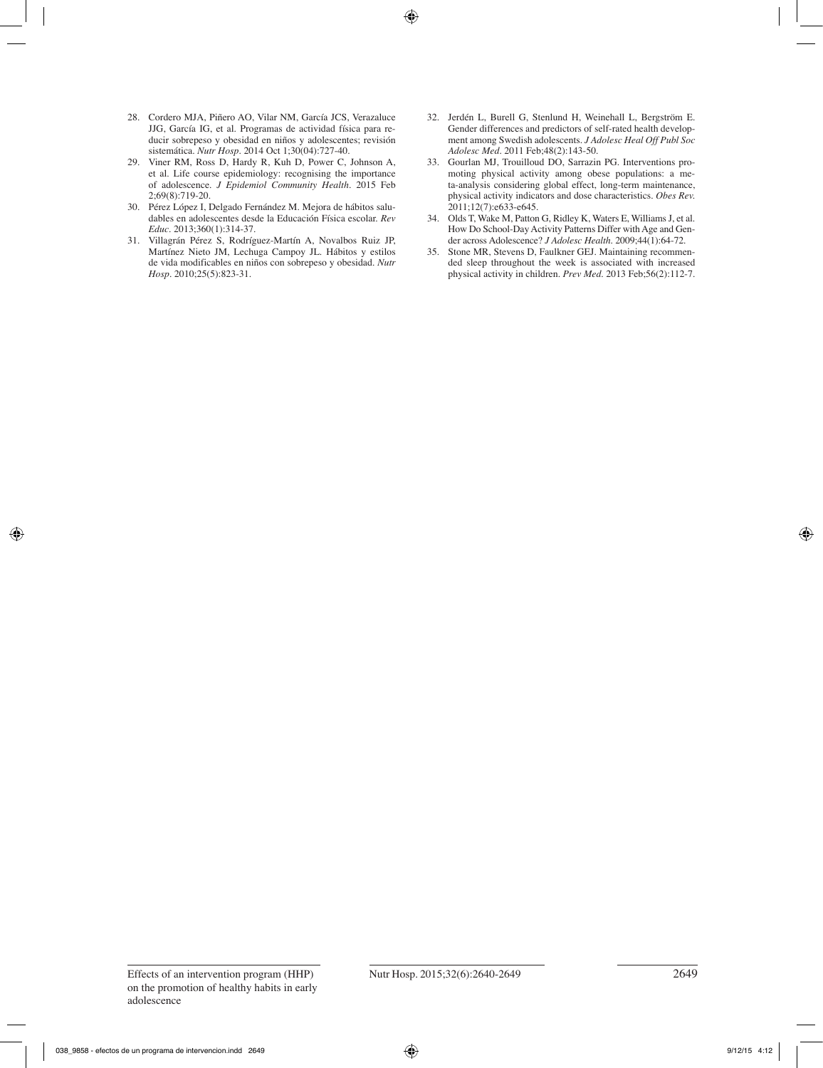28. Cordero MJA, Piñero AO, Vilar NM, García JCS, Verazaluce JJG, García IG, et al. Programas de actividad física para reducir sobrepeso y obesidad en niños y adolescentes; revisión sistemática. *Nutr Hosp*. 2014 Oct 1;30(04):727-40.
29. Viner RM, Ross D, Hardy R, Kuh D, Power C, Johnson A, et al. Life course epidemiology: recognising the importance of adolescence. *J Epidemiol Community Health*. 2015 Feb 2;69(8):719-20.
30. Pérez López I, Delgado Fernández M. Mejora de hábitos saludables en adolescentes desde la Educación Física escolar. *Rev Educ*. 2013;360(1):314-37.
31. Villagrán Pérez S, Rodríguez-Martín A, Novalbos Ruiz JP, Martínez Nieto JM, Lechuga Campoy JL. Hábitos y estilos de vida modificables en niños con sobrepeso y obesidad. *Nutr Hosp*. 2010;25(5):823-31.
32. Jerdén L, Burell G, Stenlund H, Weinehall L, Bergström E. Gender differences and predictors of self-rated health development among Swedish adolescents. *J Adolesc Heal Off Publ Soc Adolesc Med*. 2011 Feb;48(2):143-50.
33. Gourlan MJ, Trouilloud DO, Sarrazin PG. Interventions promoting physical activity among obese populations: a meta-analysis considering global effect, long-term maintenance, physical activity indicators and dose characteristics. *Obes Rev.* 2011;12(7):e633-e645.
34. Olds T, Wake M, Patton G, Ridley K, Waters E, Williams J, et al. How Do School-Day Activity Patterns Differ with Age and Gender across Adolescence? *J Adolesc Health*. 2009;44(1):64-72.
35. Stone MR, Stevens D, Faulkner GEJ. Maintaining recommended sleep throughout the week is associated with increased physical activity in children. *Prev Med.* 2013 Feb;56(2):112-7.